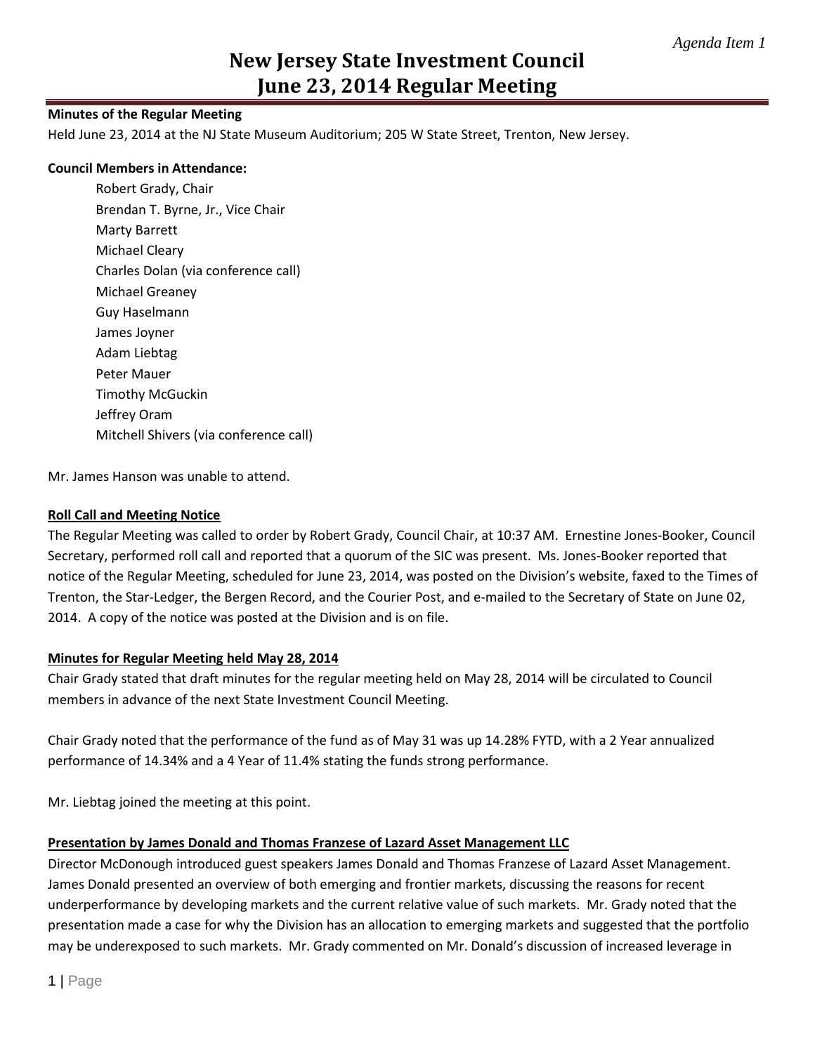*Agenda Item 1*

# New Jersey State Investment Council
# June 23, 2014 Regular Meeting

**Minutes of the Regular Meeting**

Held June 23, 2014 at the NJ State Museum Auditorium; 205 W State Street, Trenton, New Jersey.

**Council Members in Attendance:**

Robert Grady, Chair
Brendan T. Byrne, Jr., Vice Chair
Marty Barrett
Michael Cleary
Charles Dolan (via conference call)
Michael Greaney
Guy Haselmann
James Joyner
Adam Liebtag
Peter Mauer
Timothy McGuckin
Jeffrey Oram
Mitchell Shivers (via conference call)

Mr. James Hanson was unable to attend.

**Roll Call and Meeting Notice**

The Regular Meeting was called to order by Robert Grady, Council Chair, at 10:37 AM. Ernestine Jones-Booker, Council Secretary, performed roll call and reported that a quorum of the SIC was present. Ms. Jones-Booker reported that notice of the Regular Meeting, scheduled for June 23, 2014, was posted on the Division's website, faxed to the Times of Trenton, the Star-Ledger, the Bergen Record, and the Courier Post, and e-mailed to the Secretary of State on June 02, 2014. A copy of the notice was posted at the Division and is on file.

**Minutes for Regular Meeting held May 28, 2014**

Chair Grady stated that draft minutes for the regular meeting held on May 28, 2014 will be circulated to Council members in advance of the next State Investment Council Meeting.

Chair Grady noted that the performance of the fund as of May 31 was up 14.28% FYTD, with a 2 Year annualized performance of 14.34% and a 4 Year of 11.4% stating the funds strong performance.

Mr. Liebtag joined the meeting at this point.

**Presentation by James Donald and Thomas Franzese of Lazard Asset Management LLC**

Director McDonough introduced guest speakers James Donald and Thomas Franzese of Lazard Asset Management. James Donald presented an overview of both emerging and frontier markets, discussing the reasons for recent underperformance by developing markets and the current relative value of such markets. Mr. Grady noted that the presentation made a case for why the Division has an allocation to emerging markets and suggested that the portfolio may be underexposed to such markets. Mr. Grady commented on Mr. Donald's discussion of increased leverage in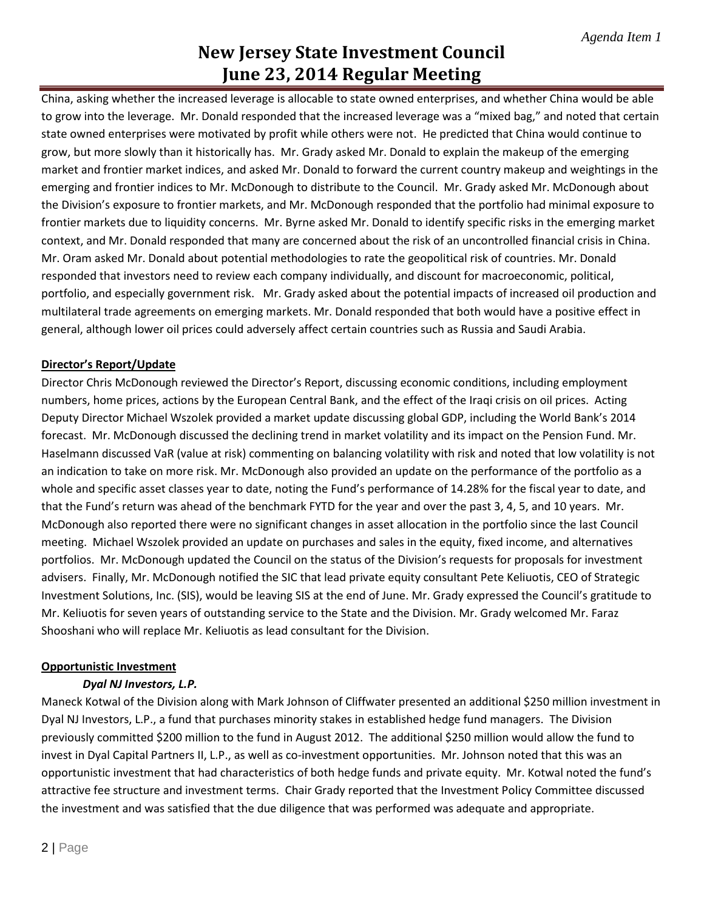China, asking whether the increased leverage is allocable to state owned enterprises, and whether China would be able to grow into the leverage. Mr. Donald responded that the increased leverage was a "mixed bag," and noted that certain state owned enterprises were motivated by profit while others were not. He predicted that China would continue to grow, but more slowly than it historically has. Mr. Grady asked Mr. Donald to explain the makeup of the emerging market and frontier market indices, and asked Mr. Donald to forward the current country makeup and weightings in the emerging and frontier indices to Mr. McDonough to distribute to the Council. Mr. Grady asked Mr. McDonough about the Division's exposure to frontier markets, and Mr. McDonough responded that the portfolio had minimal exposure to frontier markets due to liquidity concerns. Mr. Byrne asked Mr. Donald to identify specific risks in the emerging market context, and Mr. Donald responded that many are concerned about the risk of an uncontrolled financial crisis in China. Mr. Oram asked Mr. Donald about potential methodologies to rate the geopolitical risk of countries. Mr. Donald responded that investors need to review each company individually, and discount for macroeconomic, political, portfolio, and especially government risk. Mr. Grady asked about the potential impacts of increased oil production and multilateral trade agreements on emerging markets. Mr. Donald responded that both would have a positive effect in general, although lower oil prices could adversely affect certain countries such as Russia and Saudi Arabia.

**Director's Report/Update**

Director Chris McDonough reviewed the Director's Report, discussing economic conditions, including employment numbers, home prices, actions by the European Central Bank, and the effect of the Iraqi crisis on oil prices. Acting Deputy Director Michael Wszolek provided a market update discussing global GDP, including the World Bank's 2014 forecast. Mr. McDonough discussed the declining trend in market volatility and its impact on the Pension Fund. Mr. Haselmann discussed VaR (value at risk) commenting on balancing volatility with risk and noted that low volatility is not an indication to take on more risk. Mr. McDonough also provided an update on the performance of the portfolio as a whole and specific asset classes year to date, noting the Fund's performance of 14.28% for the fiscal year to date, and that the Fund's return was ahead of the benchmark FYTD for the year and over the past 3, 4, 5, and 10 years. Mr. McDonough also reported there were no significant changes in asset allocation in the portfolio since the last Council meeting. Michael Wszolek provided an update on purchases and sales in the equity, fixed income, and alternatives portfolios. Mr. McDonough updated the Council on the status of the Division's requests for proposals for investment advisers. Finally, Mr. McDonough notified the SIC that lead private equity consultant Pete Keliuotis, CEO of Strategic Investment Solutions, Inc. (SIS), would be leaving SIS at the end of June. Mr. Grady expressed the Council's gratitude to Mr. Keliuotis for seven years of outstanding service to the State and the Division. Mr. Grady welcomed Mr. Faraz Shooshani who will replace Mr. Keliuotis as lead consultant for the Division.

**Opportunistic Investment**

***Dyal NJ Investors, L.P.***

Maneck Kotwal of the Division along with Mark Johnson of Cliffwater presented an additional $250 million investment in Dyal NJ Investors, L.P., a fund that purchases minority stakes in established hedge fund managers. The Division previously committed $200 million to the fund in August 2012. The additional $250 million would allow the fund to invest in Dyal Capital Partners II, L.P., as well as co-investment opportunities. Mr. Johnson noted that this was an opportunistic investment that had characteristics of both hedge funds and private equity. Mr. Kotwal noted the fund's attractive fee structure and investment terms. Chair Grady reported that the Investment Policy Committee discussed the investment and was satisfied that the due diligence that was performed was adequate and appropriate.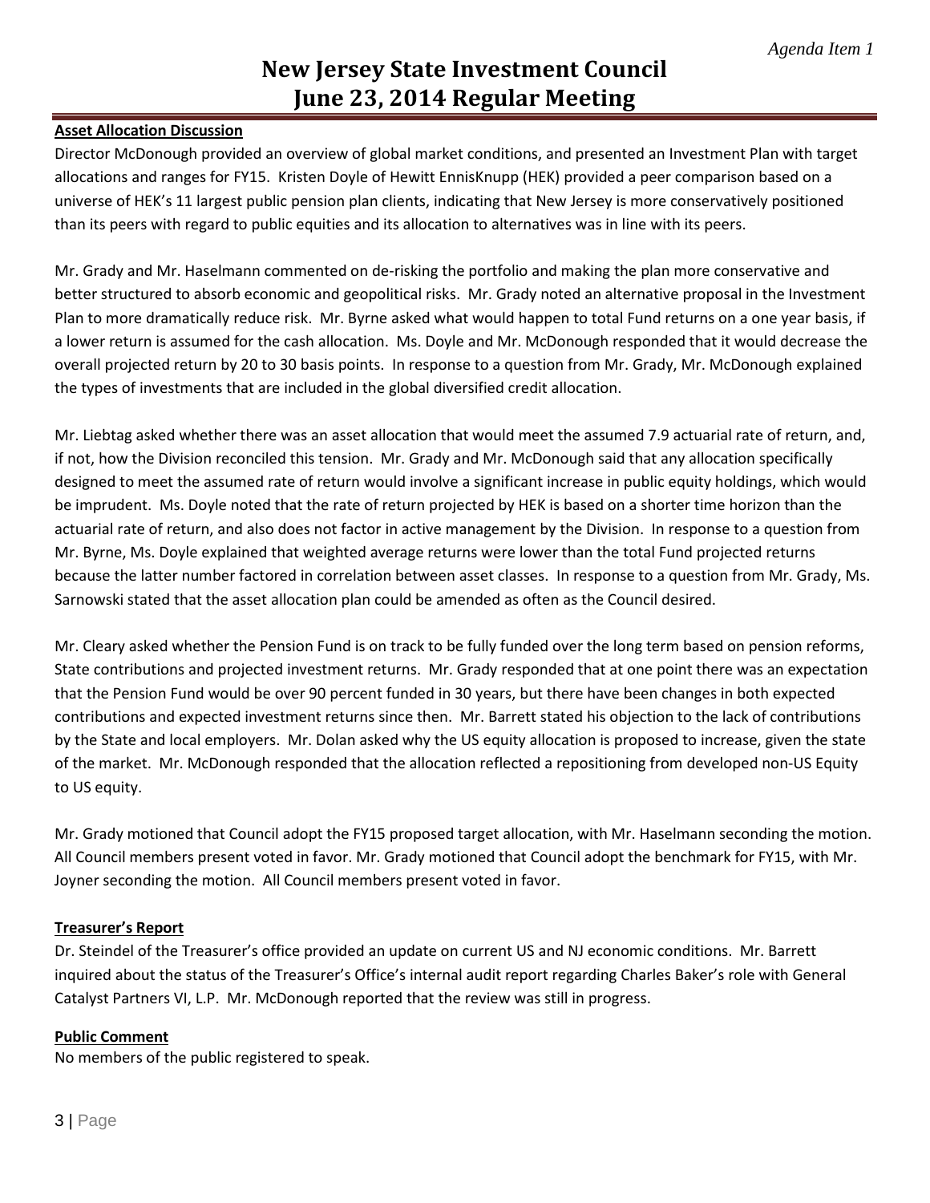## Asset Allocation Discussion

Director McDonough provided an overview of global market conditions, and presented an Investment Plan with target allocations and ranges for FY15. Kristen Doyle of Hewitt EnnisKnupp (HEK) provided a peer comparison based on a universe of HEK's 11 largest public pension plan clients, indicating that New Jersey is more conservatively positioned than its peers with regard to public equities and its allocation to alternatives was in line with its peers.

Mr. Grady and Mr. Haselmann commented on de-risking the portfolio and making the plan more conservative and better structured to absorb economic and geopolitical risks. Mr. Grady noted an alternative proposal in the Investment Plan to more dramatically reduce risk. Mr. Byrne asked what would happen to total Fund returns on a one year basis, if a lower return is assumed for the cash allocation. Ms. Doyle and Mr. McDonough responded that it would decrease the overall projected return by 20 to 30 basis points. In response to a question from Mr. Grady, Mr. McDonough explained the types of investments that are included in the global diversified credit allocation.

Mr. Liebtag asked whether there was an asset allocation that would meet the assumed 7.9 actuarial rate of return, and, if not, how the Division reconciled this tension. Mr. Grady and Mr. McDonough said that any allocation specifically designed to meet the assumed rate of return would involve a significant increase in public equity holdings, which would be imprudent. Ms. Doyle noted that the rate of return projected by HEK is based on a shorter time horizon than the actuarial rate of return, and also does not factor in active management by the Division. In response to a question from Mr. Byrne, Ms. Doyle explained that weighted average returns were lower than the total Fund projected returns because the latter number factored in correlation between asset classes. In response to a question from Mr. Grady, Ms. Sarnowski stated that the asset allocation plan could be amended as often as the Council desired.

Mr. Cleary asked whether the Pension Fund is on track to be fully funded over the long term based on pension reforms, State contributions and projected investment returns. Mr. Grady responded that at one point there was an expectation that the Pension Fund would be over 90 percent funded in 30 years, but there have been changes in both expected contributions and expected investment returns since then. Mr. Barrett stated his objection to the lack of contributions by the State and local employers. Mr. Dolan asked why the US equity allocation is proposed to increase, given the state of the market. Mr. McDonough responded that the allocation reflected a repositioning from developed non-US Equity to US equity.

Mr. Grady motioned that Council adopt the FY15 proposed target allocation, with Mr. Haselmann seconding the motion. All Council members present voted in favor. Mr. Grady motioned that Council adopt the benchmark for FY15, with Mr. Joyner seconding the motion. All Council members present voted in favor.

## Treasurer's Report

Dr. Steindel of the Treasurer's office provided an update on current US and NJ economic conditions. Mr. Barrett inquired about the status of the Treasurer's Office's internal audit report regarding Charles Baker's role with General Catalyst Partners VI, L.P. Mr. McDonough reported that the review was still in progress.

## Public Comment

No members of the public registered to speak.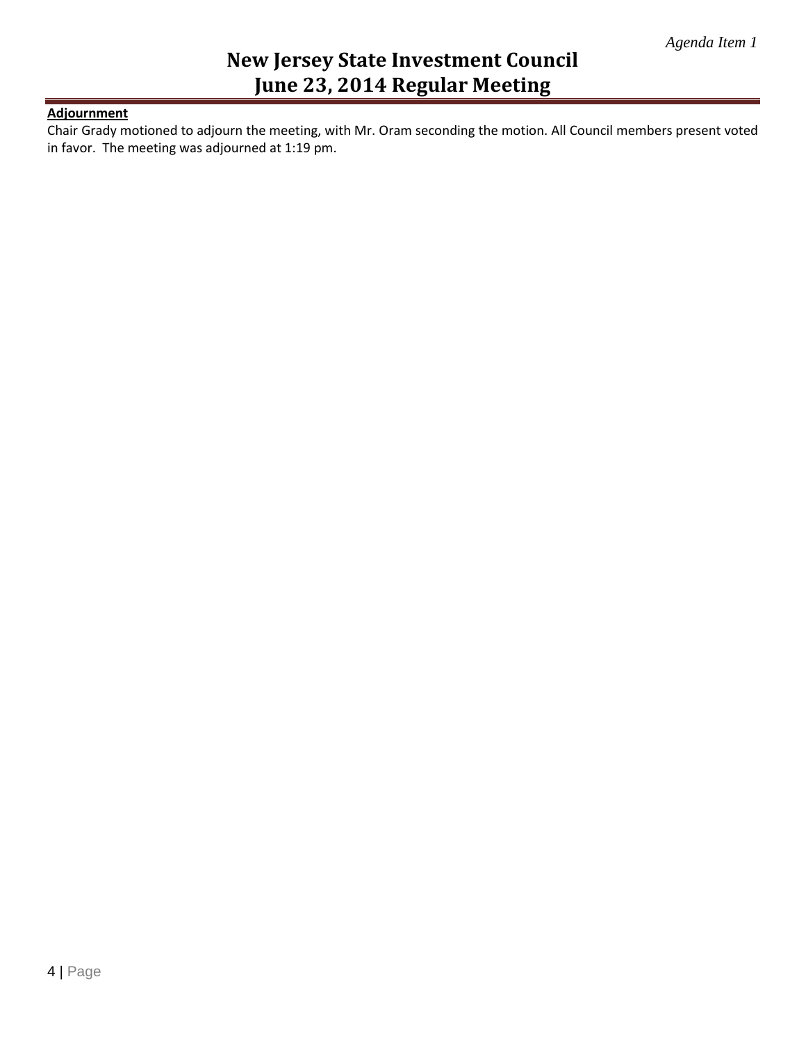**Adjournment**

Chair Grady motioned to adjourn the meeting, with Mr. Oram seconding the motion. All Council members present voted in favor. The meeting was adjourned at 1:19 pm.